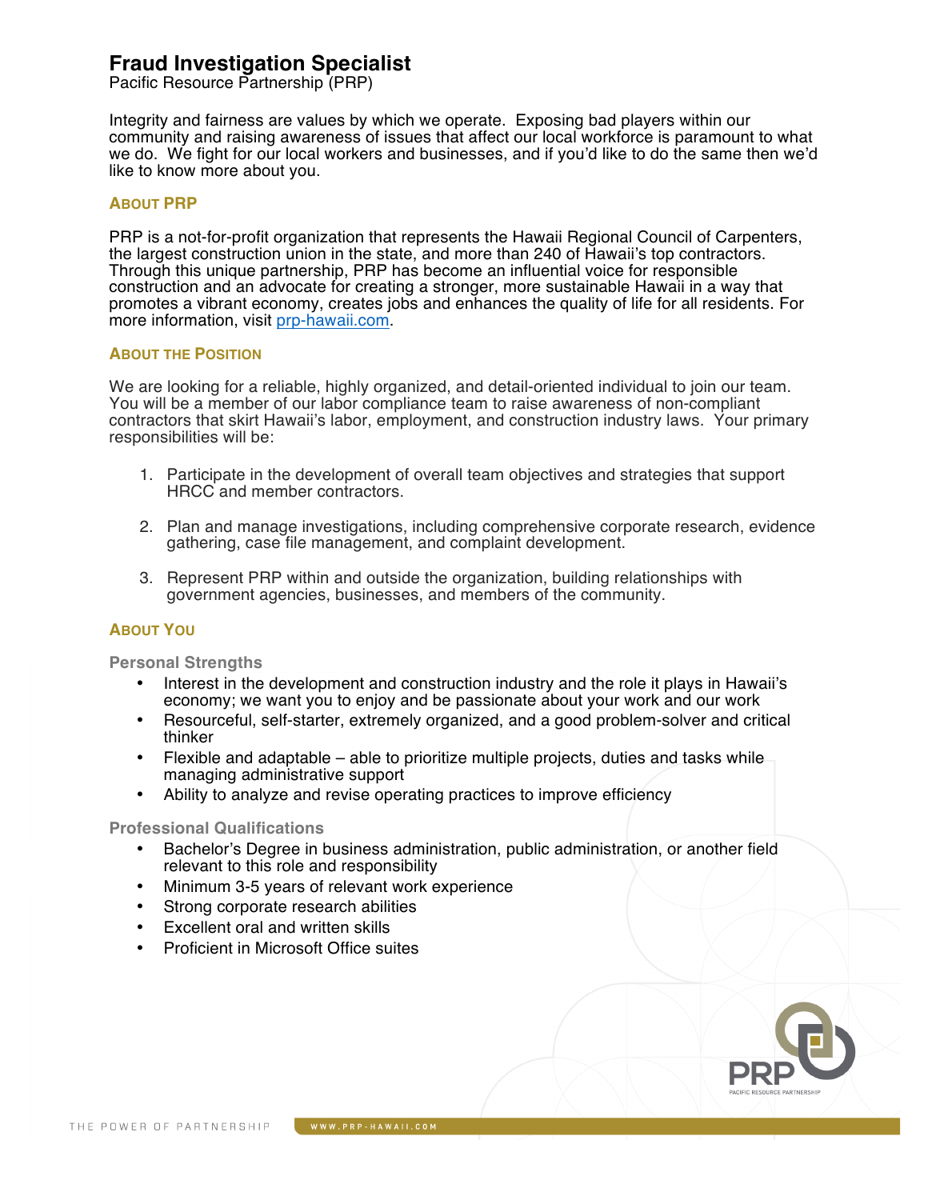# Fraud Investigation Specialist

Pacific Resource Partnership (PRP)

Integrity and fairness are values by which we operate. Exposing bad players within our community and raising awareness of issues that affect our local workforce is paramount to what we do. We fight for our local workers and businesses, and if you'd like to do the same then we'd like to know more about you.

## About PRP

PRP is a not-for-profit organization that represents the Hawaii Regional Council of Carpenters, the largest construction union in the state, and more than 240 of Hawaii's top contractors. Through this unique partnership, PRP has become an influential voice for responsible construction and an advocate for creating a stronger, more sustainable Hawaii in a way that promotes a vibrant economy, creates jobs and enhances the quality of life for all residents. For more information, visit prp-hawaii.com.

## About the Position

We are looking for a reliable, highly organized, and detail-oriented individual to join our team. You will be a member of our labor compliance team to raise awareness of non-compliant contractors that skirt Hawaii's labor, employment, and construction industry laws. Your primary responsibilities will be:

1. Participate in the development of overall team objectives and strategies that support HRCC and member contractors.
2. Plan and manage investigations, including comprehensive corporate research, evidence gathering, case file management, and complaint development.
3. Represent PRP within and outside the organization, building relationships with government agencies, businesses, and members of the community.

## About You

### Personal Strengths

- Interest in the development and construction industry and the role it plays in Hawaii's economy; we want you to enjoy and be passionate about your work and our work
- Resourceful, self-starter, extremely organized, and a good problem-solver and critical thinker
- Flexible and adaptable – able to prioritize multiple projects, duties and tasks while managing administrative support
- Ability to analyze and revise operating practices to improve efficiency

### Professional Qualifications

- Bachelor's Degree in business administration, public administration, or another field relevant to this role and responsibility
- Minimum 3-5 years of relevant work experience
- Strong corporate research abilities
- Excellent oral and written skills
- Proficient in Microsoft Office suites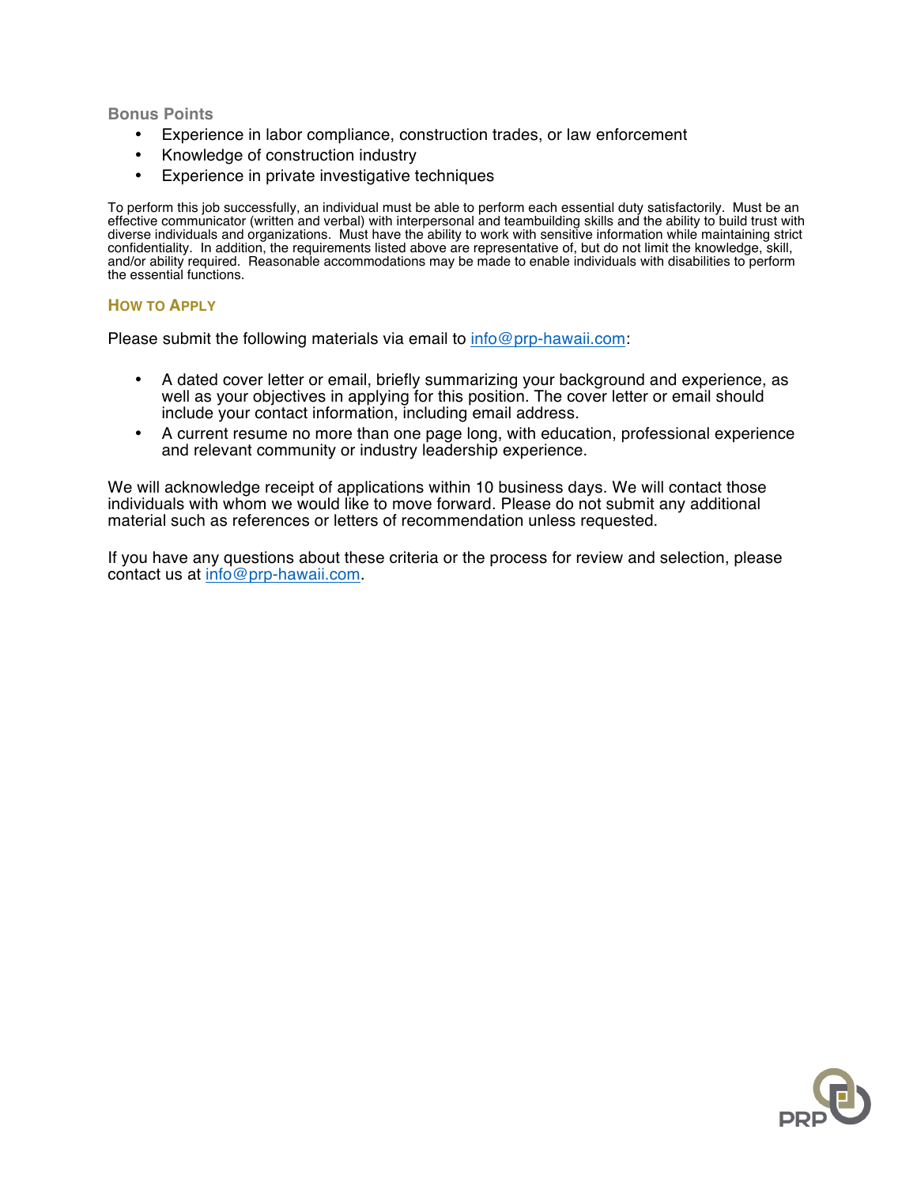### Bonus Points

- Experience in labor compliance, construction trades, or law enforcement
- Knowledge of construction industry
- Experience in private investigative techniques

To perform this job successfully, an individual must be able to perform each essential duty satisfactorily. Must be an effective communicator (written and verbal) with interpersonal and teambuilding skills and the ability to build trust with diverse individuals and organizations. Must have the ability to work with sensitive information while maintaining strict confidentiality. In addition, the requirements listed above are representative of, but do not limit the knowledge, skill, and/or ability required. Reasonable accommodations may be made to enable individuals with disabilities to perform the essential functions.

## How to Apply

Please submit the following materials via email to info@prp-hawaii.com:

- A dated cover letter or email, briefly summarizing your background and experience, as well as your objectives in applying for this position. The cover letter or email should include your contact information, including email address.
- A current resume no more than one page long, with education, professional experience and relevant community or industry leadership experience.

We will acknowledge receipt of applications within 10 business days. We will contact those individuals with whom we would like to move forward. Please do not submit any additional material such as references or letters of recommendation unless requested.

If you have any questions about these criteria or the process for review and selection, please contact us at info@prp-hawaii.com.

PRP